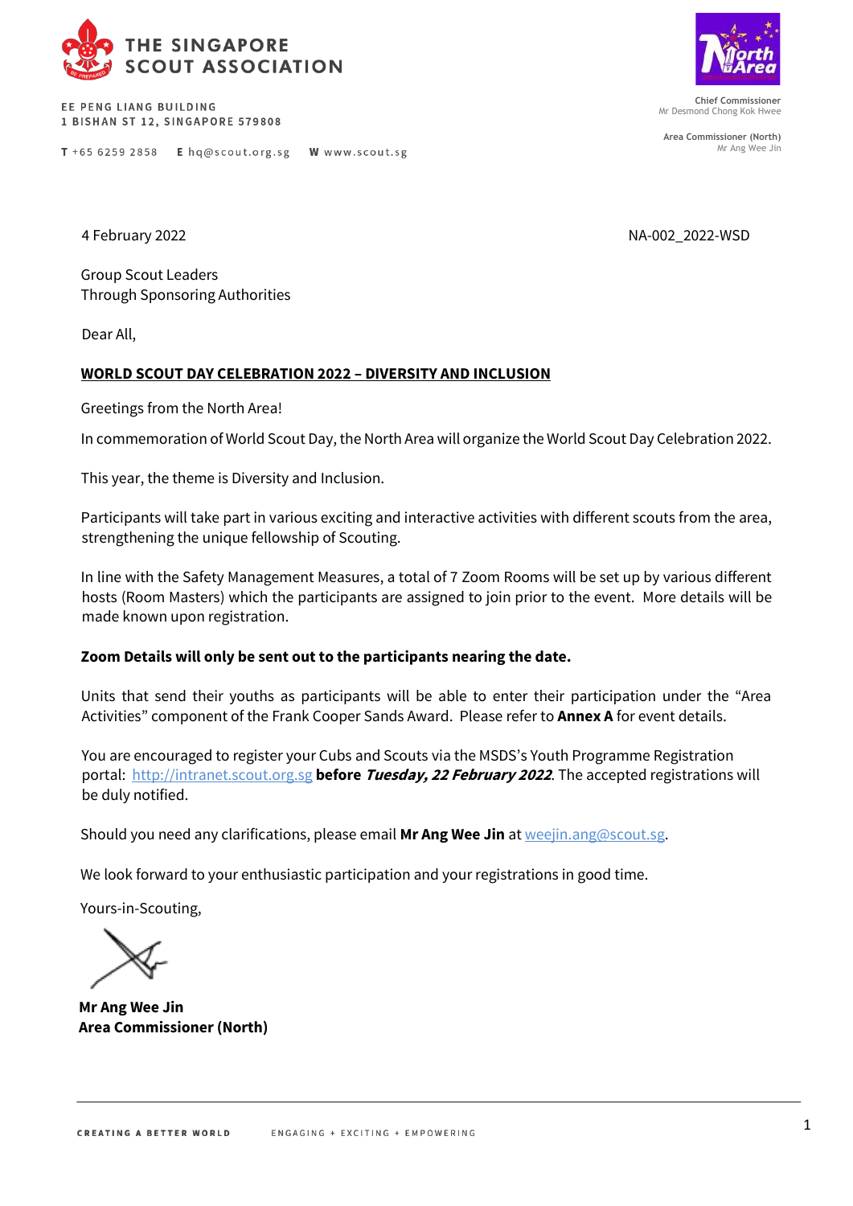THE SINGAPORE SCOUT ASSOCIATION

EE PENG LIANG BUILDING
1 BISHAN ST 12, SINGAPORE 579808

**T** +65 6259 2858 **E** hq@scout.org.sg **W** www.scout.sg

**Chief Commissioner**
Mr Desmond Chong Kok Hwee

**Area Commissioner (North)**
Mr Ang Wee Jin

4 February 2022 NA-002_2022-WSD

Group Scout Leaders
Through Sponsoring Authorities

Dear All,

**WORLD SCOUT DAY CELEBRATION 2022 – DIVERSITY AND INCLUSION**

Greetings from the North Area!

In commemoration of World Scout Day, the North Area will organize the World Scout Day Celebration 2022.

This year, the theme is Diversity and Inclusion.

Participants will take part in various exciting and interactive activities with different scouts from the area, strengthening the unique fellowship of Scouting.

In line with the Safety Management Measures, a total of 7 Zoom Rooms will be set up by various different hosts (Room Masters) which the participants are assigned to join prior to the event. More details will be made known upon registration.

**Zoom Details will only be sent out to the participants nearing the date.**

Units that send their youths as participants will be able to enter their participation under the "Area Activities" component of the Frank Cooper Sands Award. Please refer to **Annex A** for event details.

You are encouraged to register your Cubs and Scouts via the MSDS's Youth Programme Registration portal: http://intranet.scout.org.sg **before *Tuesday, 22 February 2022*.** The accepted registrations will be duly notified.

Should you need any clarifications, please email **Mr Ang Wee Jin** at weejin.ang@scout.sg.

We look forward to your enthusiastic participation and your registrations in good time.

Yours-in-Scouting,

**Mr Ang Wee Jin**
**Area Commissioner (North)**

CREATING A BETTER WORLD ENGAGING + EXCITING + EMPOWERING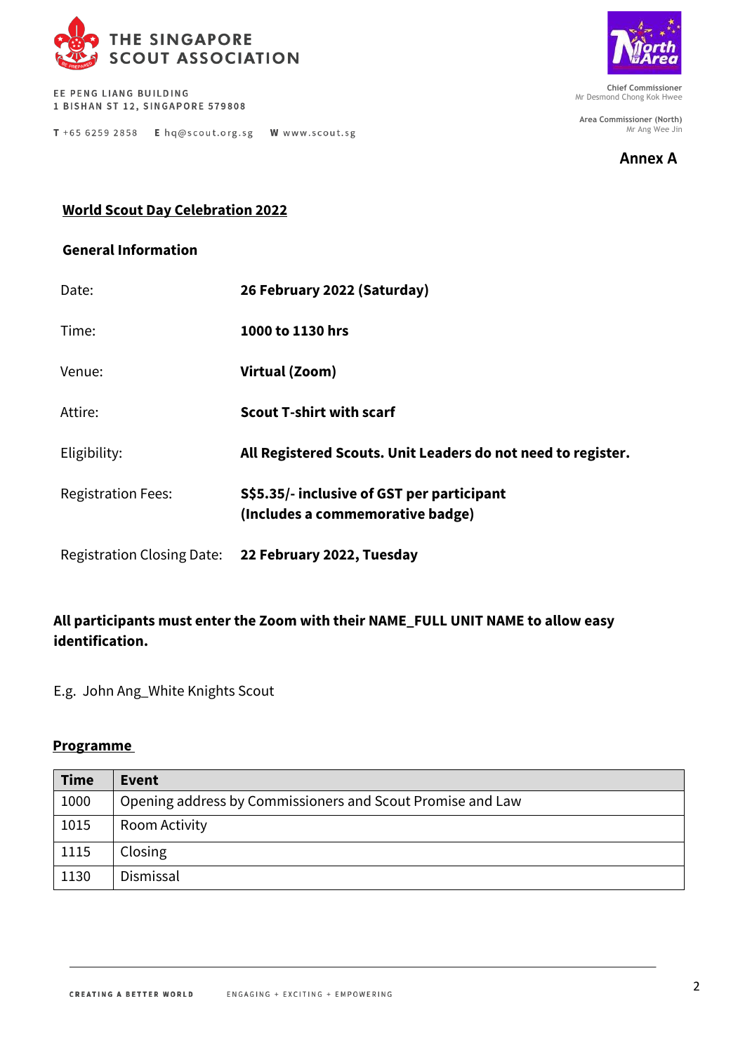THE SINGAPORE SCOUT ASSOCIATION

EE PENG LIANG BUILDING
1 BISHAN ST 12, SINGAPORE 579808

**T** +65 6259 2858 **E** hq@scout.org.sg **W** www.scout.sg

**Chief Commissioner**
Mr Desmond Chong Kok Hwee

**Area Commissioner (North)**
Mr Ang Wee Jin

**Annex A**

**World Scout Day Celebration 2022**

**General Information**

| | |
|---|---|
| Date: | **26 February 2022 (Saturday)** |
| Time: | **1000 to 1130 hrs** |
| Venue: | **Virtual (Zoom)** |
| Attire: | **Scout T-shirt with scarf** |
| Eligibility: | **All Registered Scouts. Unit Leaders do not need to register.** |
| Registration Fees: | **S$5.35/- inclusive of GST per participant (Includes a commemorative badge)** |
| Registration Closing Date: | **22 February 2022, Tuesday** |

**All participants must enter the Zoom with their NAME_FULL UNIT NAME to allow easy identification.**

E.g. John Ang_White Knights Scout

**Programme**

| Time | Event |
|---|---|
| 1000 | Opening address by Commissioners and Scout Promise and Law |
| 1015 | Room Activity |
| 1115 | Closing |
| 1130 | Dismissal |

CREATING A BETTER WORLD ENGAGING + EXCITING + EMPOWERING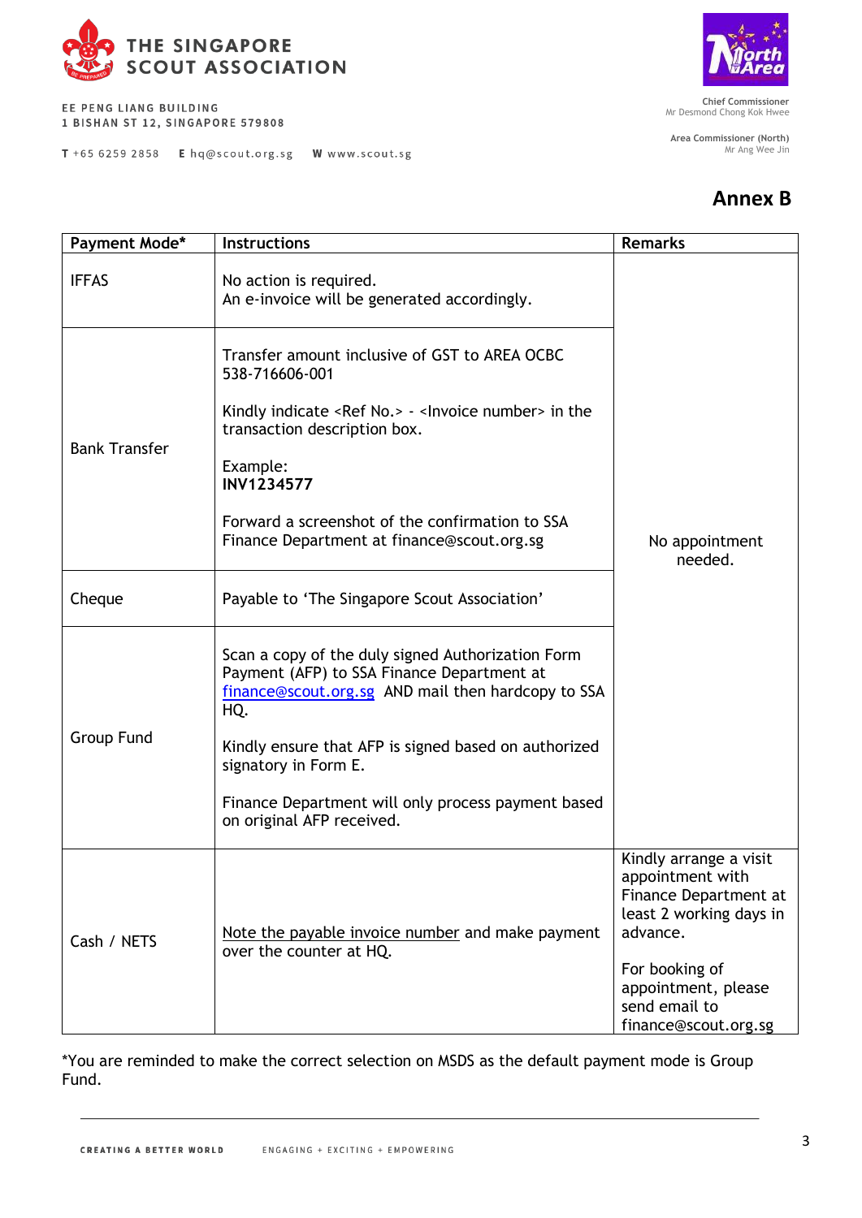THE SINGAPORE SCOUT ASSOCIATION

EE PENG LIANG BUILDING
1 BISHAN ST 12, SINGAPORE 579808

T +65 6259 2858 E hq@scout.org.sg W www.scout.sg

Chief Commissioner
Mr Desmond Chong Kok Hwee

Area Commissioner (North)
Mr Ang Wee Jin

## Annex B

| Payment Mode* | Instructions | Remarks |
|---|---|---|
| IFFAS | No action is required.<br>An e-invoice will be generated accordingly. | No appointment needed. |
| Bank Transfer | Transfer amount inclusive of GST to AREA OCBC 538-716606-001<br><br>Kindly indicate <Ref No.> - <Invoice number> in the transaction description box.<br><br>Example:<br>**INV1234577**<br><br>Forward a screenshot of the confirmation to SSA Finance Department at finance@scout.org.sg | |
| Cheque | Payable to 'The Singapore Scout Association' | |
| Group Fund | Scan a copy of the duly signed Authorization Form Payment (AFP) to SSA Finance Department at finance@scout.org.sg AND mail then hardcopy to SSA HQ.<br><br>Kindly ensure that AFP is signed based on authorized signatory in Form E.<br><br>Finance Department will only process payment based on original AFP received. | |
| Cash / NETS | Note the payable invoice number and make payment over the counter at HQ. | Kindly arrange a visit appointment with Finance Department at least 2 working days in advance.<br><br>For booking of appointment, please send email to finance@scout.org.sg |

*You are reminded to make the correct selection on MSDS as the default payment mode is Group Fund.

CREATING A BETTER WORLD ENGAGING + EXCITING + EMPOWERING